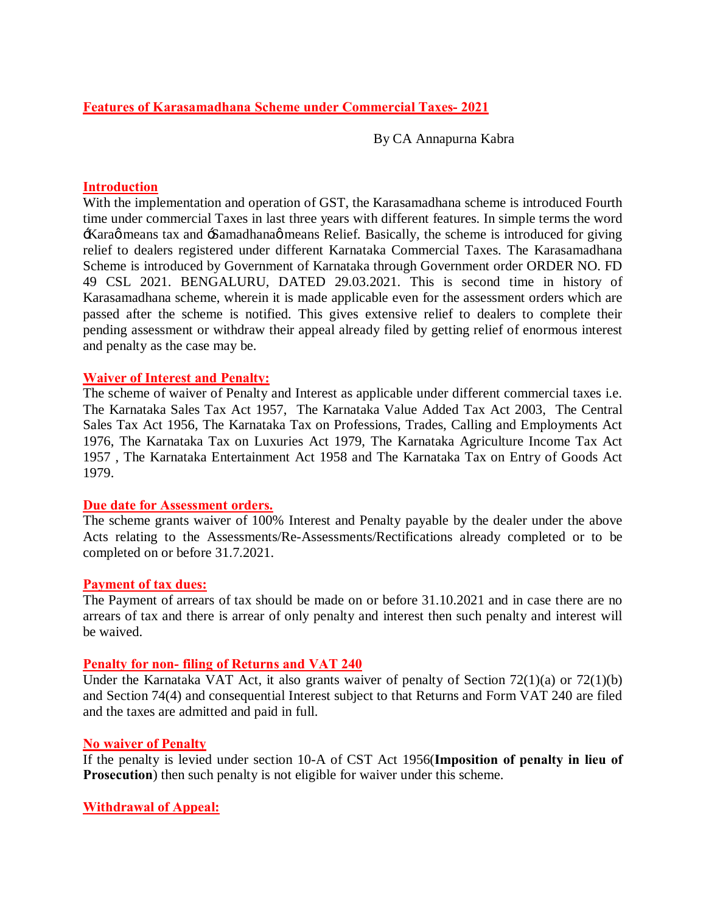## **Features of Karasamadhana Scheme under Commercial Taxes- 2021**

By CA Annapurna Kabra

### **Introduction**

With the implementation and operation of GST, the Karasamadhana scheme is introduced Fourth time under commercial Taxes in last three years with different features. In simple terms the word 'Kara' means tax and 'Samadhana' means Relief. Basically, the scheme is introduced for giving relief to dealers registered under different Karnataka Commercial Taxes. The Karasamadhana Scheme is introduced by Government of Karnataka through Government order ORDER NO. FD 49 CSL 2021. BENGALURU, DATED 29.03.2021. This is second time in history of Karasamadhana scheme, wherein it is made applicable even for the assessment orders which are passed after the scheme is notified. This gives extensive relief to dealers to complete their pending assessment or withdraw their appeal already filed by getting relief of enormous interest and penalty as the case may be.

### **Waiver of Interest and Penalty:**

The scheme of waiver of Penalty and Interest as applicable under different commercial taxes i.e. The Karnataka Sales Tax Act 1957, The Karnataka Value Added Tax Act 2003, The Central Sales Tax Act 1956, The Karnataka Tax on Professions, Trades, Calling and Employments Act 1976, The Karnataka Tax on Luxuries Act 1979, The Karnataka Agriculture Income Tax Act 1957 , The Karnataka Entertainment Act 1958 and The Karnataka Tax on Entry of Goods Act 1979.

### **Due date for Assessment orders.**

The scheme grants waiver of 100% Interest and Penalty payable by the dealer under the above Acts relating to the Assessments/Re-Assessments/Rectifications already completed or to be completed on or before 31.7.2021.

### **Payment of tax dues:**

The Payment of arrears of tax should be made on or before 31.10.2021 and in case there are no arrears of tax and there is arrear of only penalty and interest then such penalty and interest will be waived.

### **Penalty for non- filing of Returns and VAT 240**

Under the Karnataka VAT Act, it also grants waiver of penalty of Section 72(1)(a) or 72(1)(b) and Section 74(4) and consequential Interest subject to that Returns and Form VAT 240 are filed and the taxes are admitted and paid in full.

### **No waiver of Penalty**

If the penalty is levied under section 10-A of CST Act 1956(**Imposition of penalty in lieu of Prosecution**) then such penalty is not eligible for waiver under this scheme.

### **Withdrawal of Appeal:**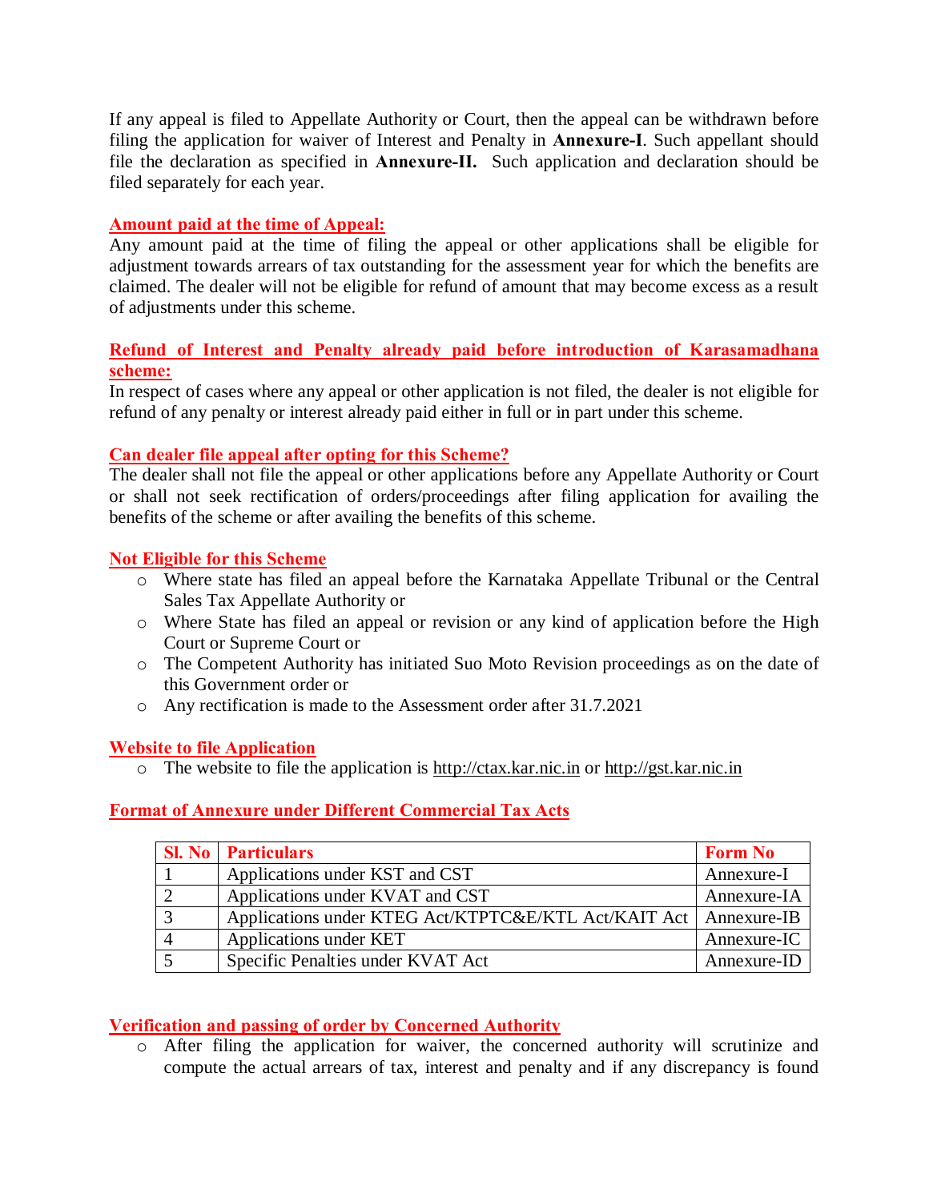If any appeal is filed to Appellate Authority or Court, then the appeal can be withdrawn before filing the application for waiver of Interest and Penalty in **Annexure-I**. Such appellant should file the declaration as specified in **Annexure-II.** Such application and declaration should be filed separately for each year.

## Amount paid at the time of Appeal:

Any amount paid at the time of filing the appeal or other applications shall be eligible for adjustment towards arrears of tax outstanding for the assessment year for which the benefits are claimed. The dealer will not be eligible for refund of amount that may become excess as a result of adjustments under this scheme.

## Refund of Interest and Penalty already paid before introduction of Karasamadhana scheme:

In respect of cases where any appeal or other application is not filed, the dealer is not eligible for refund of any penalty or interest already paid either in full or in part under this scheme.

## Can dealer file appeal after opting for this Scheme?

The dealer shall not file the appeal or other applications before any Appellate Authority or Court or shall not seek rectification of orders/proceedings after filing application for availing the benefits of the scheme or after availing the benefits of this scheme.

## Not Eligible for this Scheme

- Where state has filed an appeal before the Karnataka Appellate Tribunal or the Central Sales Tax Appellate Authority or
- Where State has filed an appeal or revision or any kind of application before the High Court or Supreme Court or
- The Competent Authority has initiated Suo Moto Revision proceedings as on the date of this Government order or
- Any rectification is made to the Assessment order after 31.7.2021

## Website to file Application

- The website to file the application is http://ctax.kar.nic.in or http://gst.kar.nic.in

## Format of Annexure under Different Commercial Tax Acts

| Sl. No | Particulars | Form No |
|---|---|---|
| 1 | Applications under KST and CST | Annexure-I |
| 2 | Applications under KVAT and CST | Annexure-IA |
| 3 | Applications under KTEG Act/KTPTC&E/KTL Act/KAIT Act | Annexure-IB |
| 4 | Applications under KET | Annexure-IC |
| 5 | Specific Penalties under KVAT Act | Annexure-ID |

## Verification and passing of order by Concerned Authority

- After filing the application for waiver, the concerned authority will scrutinize and compute the actual arrears of tax, interest and penalty and if any discrepancy is found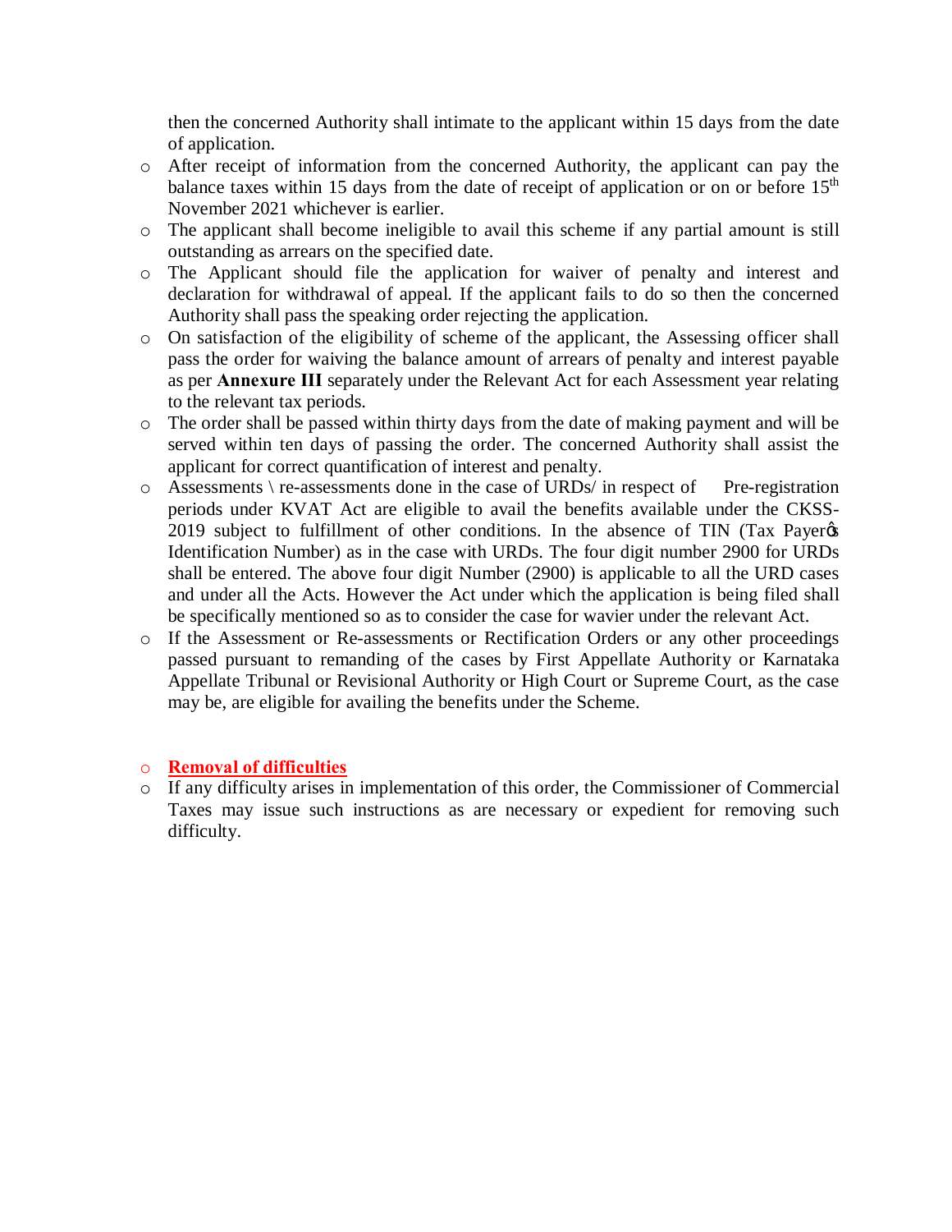then the concerned Authority shall intimate to the applicant within 15 days from the date of application.

- After receipt of information from the concerned Authority, the applicant can pay the balance taxes within 15 days from the date of receipt of application or on or before 15th November 2021 whichever is earlier.
- The applicant shall become ineligible to avail this scheme if any partial amount is still outstanding as arrears on the specified date.
- The Applicant should file the application for waiver of penalty and interest and declaration for withdrawal of appeal. If the applicant fails to do so then the concerned Authority shall pass the speaking order rejecting the application.
- On satisfaction of the eligibility of scheme of the applicant, the Assessing officer shall pass the order for waiving the balance amount of arrears of penalty and interest payable as per **Annexure III** separately under the Relevant Act for each Assessment year relating to the relevant tax periods.
- The order shall be passed within thirty days from the date of making payment and will be served within ten days of passing the order. The concerned Authority shall assist the applicant for correct quantification of interest and penalty.
- Assessments \ re-assessments done in the case of URDs/ in respect of Pre-registration periods under KVAT Act are eligible to avail the benefits available under the CKSS-2019 subject to fulfillment of other conditions. In the absence of TIN (Tax Payer's Identification Number) as in the case with URDs. The four digit number 2900 for URDs shall be entered. The above four digit Number (2900) is applicable to all the URD cases and under all the Acts. However the Act under which the application is being filed shall be specifically mentioned so as to consider the case for wavier under the relevant Act.
- If the Assessment or Re-assessments or Rectification Orders or any other proceedings passed pursuant to remanding of the cases by First Appellate Authority or Karnataka Appellate Tribunal or Revisional Authority or High Court or Supreme Court, as the case may be, are eligible for availing the benefits under the Scheme.

- **Removal of difficulties**
- If any difficulty arises in implementation of this order, the Commissioner of Commercial Taxes may issue such instructions as are necessary or expedient for removing such difficulty.